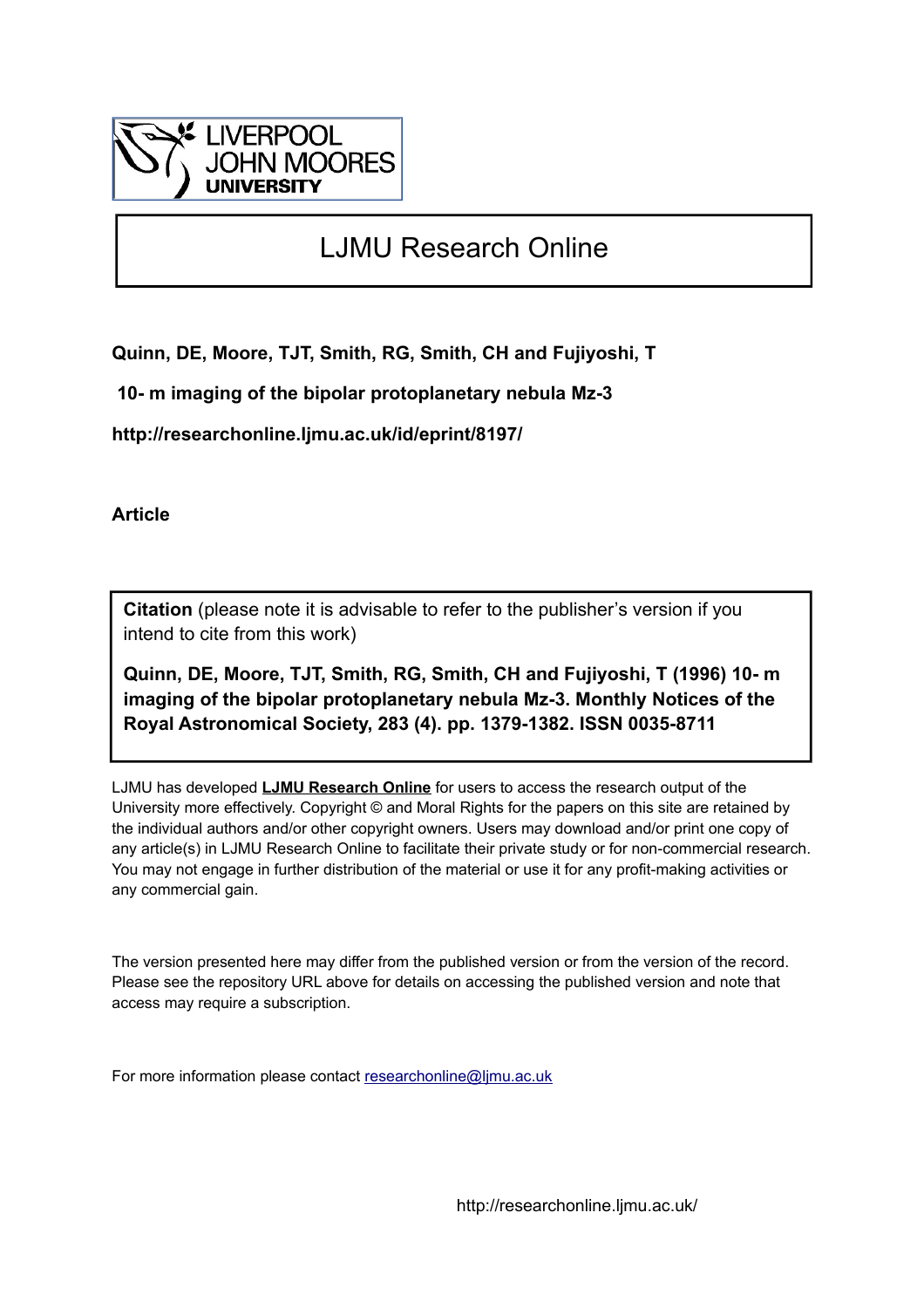LIVERPOOL JOHN MOORES UNIVERSITY

# LJMU Research Online

**Quinn, DE, Moore, TJT, Smith, RG, Smith, CH and Fujiyoshi, T**

**10- m imaging of the bipolar protoplanetary nebula Mz-3**

**http://researchonline.ljmu.ac.uk/id/eprint/8197/**

**Article**

**Citation** (please note it is advisable to refer to the publisher's version if you intend to cite from this work)

**Quinn, DE, Moore, TJT, Smith, RG, Smith, CH and Fujiyoshi, T (1996) 10- m imaging of the bipolar protoplanetary nebula Mz-3. Monthly Notices of the Royal Astronomical Society, 283 (4). pp. 1379-1382. ISSN 0035-8711**

LJMU has developed **LJMU Research Online** for users to access the research output of the University more effectively. Copyright © and Moral Rights for the papers on this site are retained by the individual authors and/or other copyright owners. Users may download and/or print one copy of any article(s) in LJMU Research Online to facilitate their private study or for non-commercial research. You may not engage in further distribution of the material or use it for any profit-making activities or any commercial gain.

The version presented here may differ from the published version or from the version of the record. Please see the repository URL above for details on accessing the published version and note that access may require a subscription.

For more information please contact researchonline@ljmu.ac.uk

http://researchonline.ljmu.ac.uk/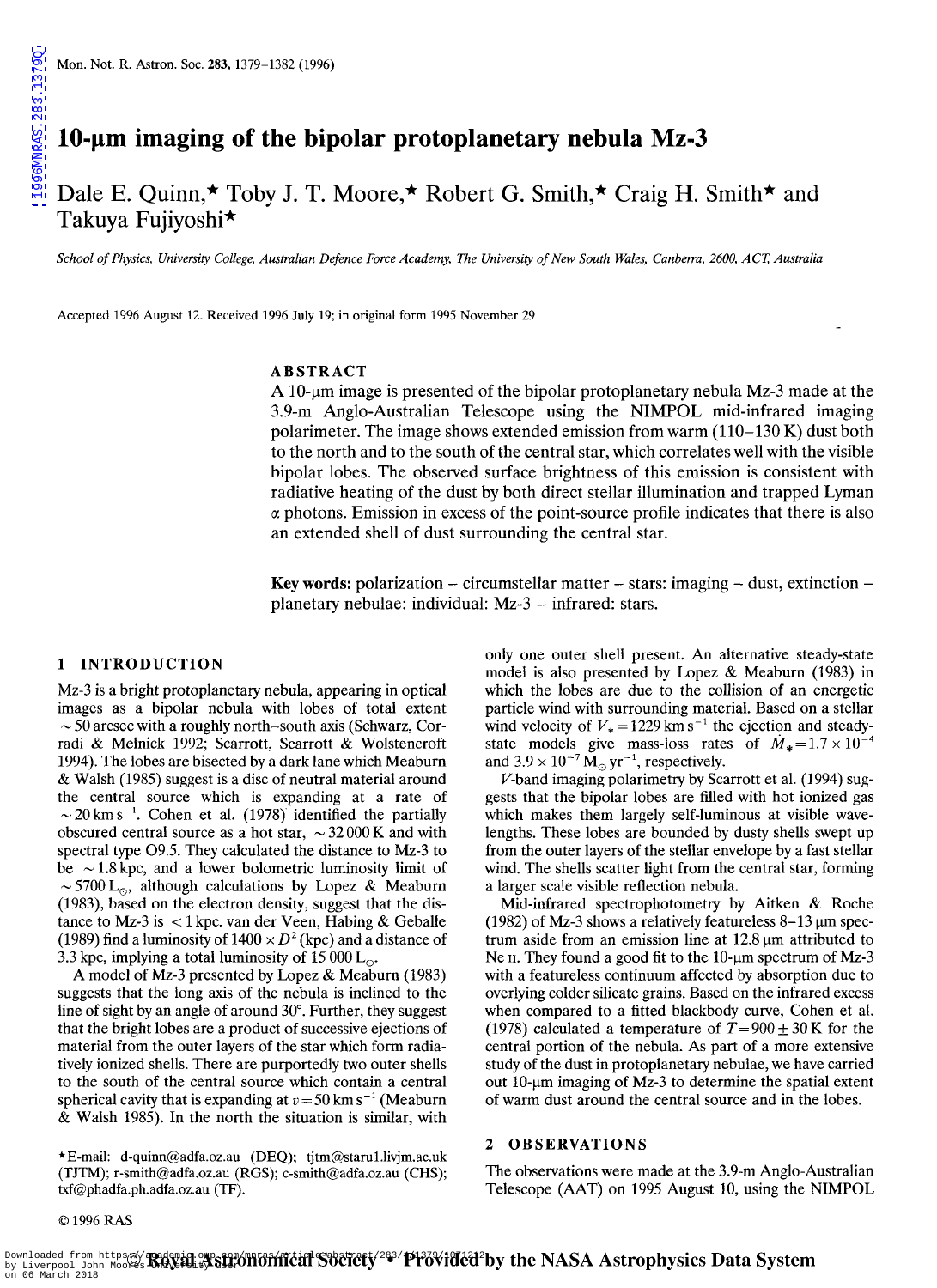# 10-μm imaging of the bipolar protoplanetary nebula Mz-3

Dale E. Quinn,* Toby J. T. Moore,* Robert G. Smith,* Craig H. Smith* and Takuya Fujiyoshi*

*School of Physics, University College, Australian Defence Force Academy, The University of New South Wales, Canberra, 2600, ACT, Australia*

Accepted 1996 August 12. Received 1996 July 19; in original form 1995 November 29

## ABSTRACT

A 10-μm image is presented of the bipolar protoplanetary nebula Mz-3 made at the 3.9-m Anglo-Australian Telescope using the NIMPOL mid-infrared imaging polarimeter. The image shows extended emission from warm (110–130 K) dust both to the north and to the south of the central star, which correlates well with the visible bipolar lobes. The observed surface brightness of this emission is consistent with radiative heating of the dust by both direct stellar illumination and trapped Lyman α photons. Emission in excess of the point-source profile indicates that there is also an extended shell of dust surrounding the central star.

**Key words:** polarization – circumstellar matter – stars: imaging – dust, extinction – planetary nebulae: individual: Mz-3 – infrared: stars.

## 1 INTRODUCTION

Mz-3 is a bright protoplanetary nebula, appearing in optical images as a bipolar nebula with lobes of total extent $\sim 50$ arcsec with a roughly north–south axis (Schwarz, Corradi & Melnick 1992; Scarrott, Scarrott & Wolstencroft 1994). The lobes are bisected by a dark lane which Meaburn & Walsh (1985) suggest is a disc of neutral material around the central source which is expanding at a rate of $\sim 20\ \mathrm{km\ s^{-1}}$. Cohen et al. (1978) identified the partially obscured central source as a hot star, $\sim 32\,000$ K and with spectral type O9.5. They calculated the distance to Mz-3 to be $\sim 1.8$ kpc, and a lower bolometric luminosity limit of $\sim 5700\ \mathrm{L_{\odot}}$, although calculations by Lopez & Meaburn (1983), based on the electron density, suggest that the distance to Mz-3 is $< 1$ kpc. van der Veen, Habing & Geballe (1989) find a luminosity of $1400 \times D^2$ (kpc) and a distance of 3.3 kpc, implying a total luminosity of $15\,000\ \mathrm{L_{\odot}}$.

A model of Mz-3 presented by Lopez & Meaburn (1983) suggests that the long axis of the nebula is inclined to the line of sight by an angle of around 30°. Further, they suggest that the bright lobes are a product of successive ejections of material from the outer layers of the star which form radiatively ionized shells. There are purportedly two outer shells to the south of the central source which contain a central spherical cavity that is expanding at $v = 50\ \mathrm{km\ s^{-1}}$ (Meaburn & Walsh 1985). In the north the situation is similar, with only one outer shell present. An alternative steady-state model is also presented by Lopez & Meaburn (1983) in which the lobes are due to the collision of an energetic particle wind with surrounding material. Based on a stellar wind velocity of $V_* = 1229\ \mathrm{km\ s^{-1}}$ the ejection and steady-state models give mass-loss rates of $\dot{M}_* = 1.7 \times 10^{-4}$ and $3.9 \times 10^{-7}\ \mathrm{M_{\odot}\ yr^{-1}}$, respectively.

*V*-band imaging polarimetry by Scarrott et al. (1994) suggests that the bipolar lobes are filled with hot ionized gas which makes them largely self-luminous at visible wavelengths. These lobes are bounded by dusty shells swept up from the outer layers of the stellar envelope by a fast stellar wind. The shells scatter light from the central star, forming a larger scale visible reflection nebula.

Mid-infrared spectrophotometry by Aitken & Roche (1982) of Mz-3 shows a relatively featureless 8–13 μm spectrum aside from an emission line at 12.8 μm attributed to Ne II. They found a good fit to the 10-μm spectrum of Mz-3 with a featureless continuum affected by absorption due to overlying colder silicate grains. Based on the infrared excess when compared to a fitted blackbody curve, Cohen et al. (1978) calculated a temperature of $T = 900 \pm 30$ K for the central portion of the nebula. As part of a more extensive study of the dust in protoplanetary nebulae, we have carried out 10-μm imaging of Mz-3 to determine the spatial extent of warm dust around the central source and in the lobes.

## 2 OBSERVATIONS

The observations were made at the 3.9-m Anglo-Australian Telescope (AAT) on 1995 August 10, using the NIMPOL

*E-mail: d-quinn@adfa.oz.au (DEQ); tjtm@starul.livjm.ac.uk (TJTM); r-smith@adfa.oz.au (RGS); c-smith@adfa.oz.au (CHS); txf@phadfa.ph.adfa.oz.au (TF).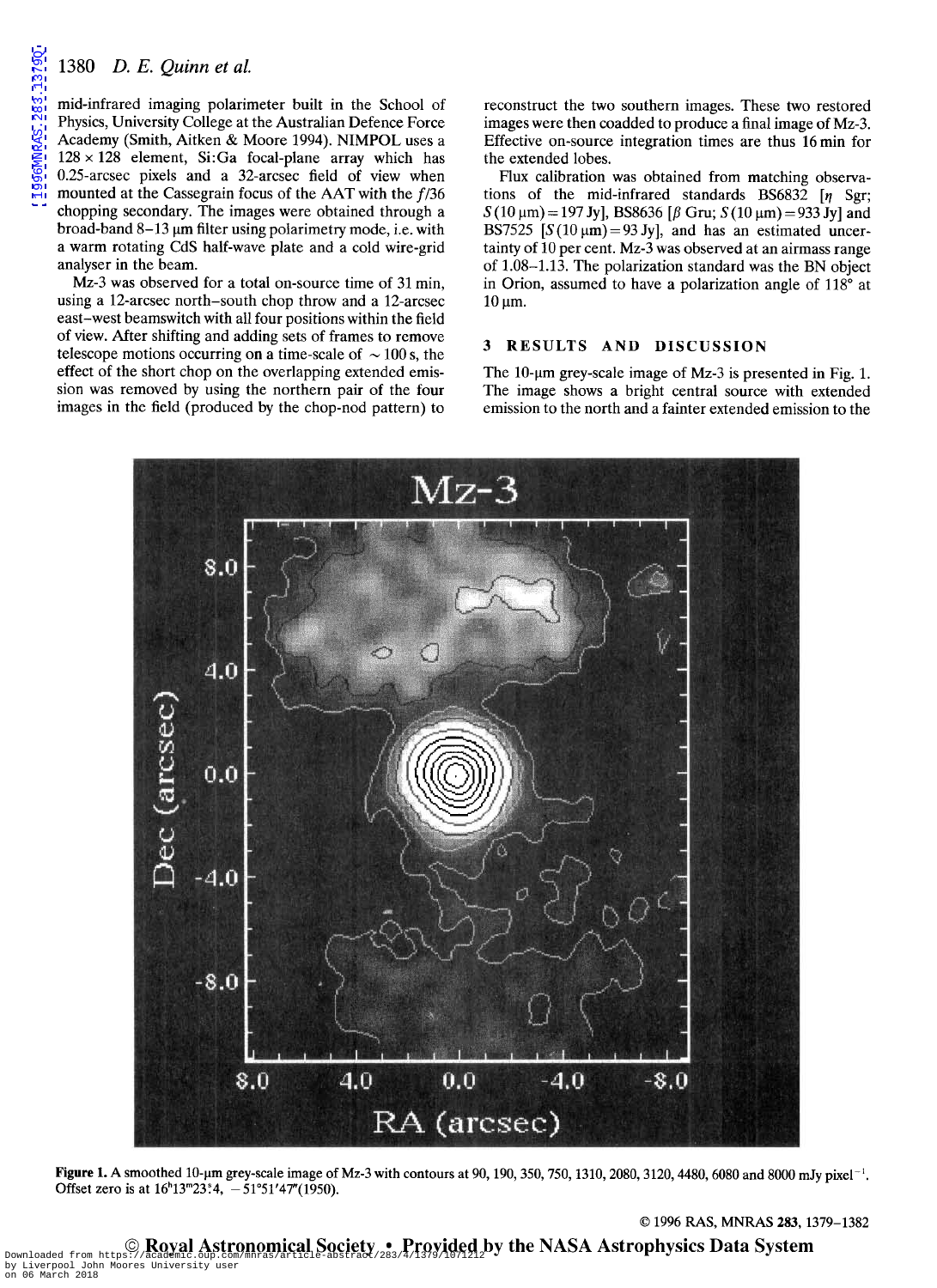mid-infrared imaging polarimeter built in the School of Physics, University College at the Australian Defence Force Academy (Smith, Aitken & Moore 1994). NIMPOL uses a 128 × 128 element, Si:Ga focal-plane array which has 0.25-arcsec pixels and a 32-arcsec field of view when mounted at the Cassegrain focus of the AAT with the $f/36$ chopping secondary. The images were obtained through a broad-band 8–13 μm filter using polarimetry mode, i.e. with a warm rotating CdS half-wave plate and a cold wire-grid analyser in the beam.

Mz-3 was observed for a total on-source time of 31 min, using a 12-arcsec north–south chop throw and a 12-arcsec east–west beamswitch with all four positions within the field of view. After shifting and adding sets of frames to remove telescope motions occurring on a time-scale of ~100 s, the effect of the short chop on the overlapping extended emission was removed by using the northern pair of the four images in the field (produced by the chop-nod pattern) to reconstruct the two southern images. These two restored images were then coadded to produce a final image of Mz-3. Effective on-source integration times are thus 16 min for the extended lobes.

Flux calibration was obtained from matching observations of the mid-infrared standards BS6832 [$\eta$ Sgr; $S(10\,\mu m) = 197$ Jy], BS8636 [$\beta$ Gru; $S(10\,\mu m) = 933$ Jy] and BS7525 [$S(10\,\mu m) = 93$ Jy], and has an estimated uncertainty of 10 per cent. Mz-3 was observed at an airmass range of 1.08–1.13. The polarization standard was the BN object in Orion, assumed to have a polarization angle of 118° at 10 μm.

## 3 RESULTS AND DISCUSSION

The 10-μm grey-scale image of Mz-3 is presented in Fig. 1. The image shows a bright central source with extended emission to the north and a fainter extended emission to the

**Figure 1.** A smoothed 10-μm grey-scale image of Mz-3 with contours at 90, 190, 350, 750, 1310, 2080, 3120, 4480, 6080 and 8000 mJy pixel$^{-1}$. Offset zero is at $16^h13^m23\overset{s}{.}4$, $-51°51'47''$(1950).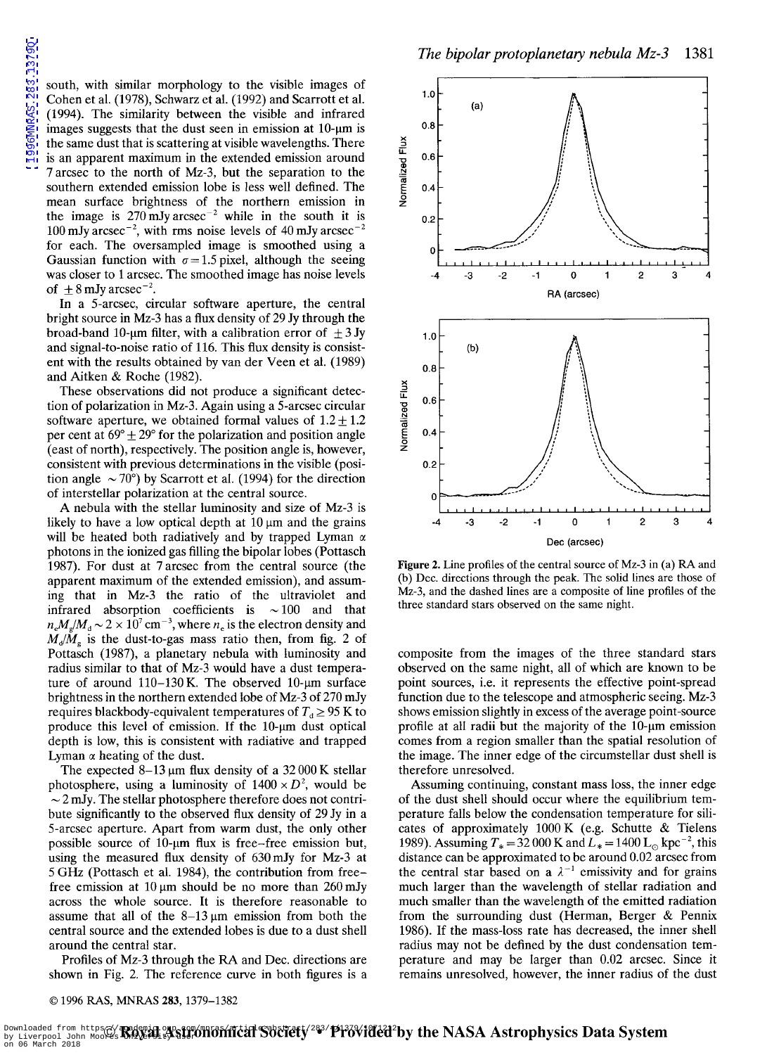south, with similar morphology to the visible images of Cohen et al. (1978), Schwarz et al. (1992) and Scarrott et al. (1994). The similarity between the visible and infrared images suggests that the dust seen in emission at 10-μm is the same dust that is scattering at visible wavelengths. There is an apparent maximum in the extended emission around 7 arcsec to the north of Mz-3, but the separation to the southern extended emission lobe is less well defined. The mean surface brightness of the northern emission in the image is 270 mJy arcsec$^{-2}$ while in the south it is 100 mJy arcsec$^{-2}$, with rms noise levels of 40 mJy arcsec$^{-2}$ for each. The oversampled image is smoothed using a Gaussian function with $\sigma = 1.5$ pixel, although the seeing was closer to 1 arcsec. The smoothed image has noise levels of $\pm 8$ mJy arcsec$^{-2}$.

In a 5-arcsec, circular software aperture, the central bright source in Mz-3 has a flux density of 29 Jy through the broad-band 10-μm filter, with a calibration error of $\pm 3$ Jy and signal-to-noise ratio of 116. This flux density is consistent with the results obtained by van der Veen et al. (1989) and Aitken & Roche (1982).

These observations did not produce a significant detection of polarization in Mz-3. Again using a 5-arcsec circular software aperture, we obtained formal values of $1.2 \pm 1.2$ per cent at $69° \pm 29°$ for the polarization and position angle (east of north), respectively. The position angle is, however, consistent with previous determinations in the visible (position angle $\sim 70°$) by Scarrott et al. (1994) for the direction of interstellar polarization at the central source.

A nebula with the stellar luminosity and size of Mz-3 is likely to have a low optical depth at 10 μm and the grains will be heated both radiatively and by trapped Lyman $\alpha$ photons in the ionized gas filling the bipolar lobes (Pottasch 1987). For dust at 7 arcsec from the central source (the apparent maximum of the extended emission), and assuming that in Mz-3 the ratio of the ultraviolet and infrared absorption coefficients is $\sim 100$ and that $n_e M_g / M_d \sim 2 \times 10^7$ cm$^{-3}$, where $n_e$ is the electron density and $M_d/M_g$ is the dust-to-gas mass ratio then, from fig. 2 of Pottasch (1987), a planetary nebula with luminosity and radius similar to that of Mz-3 would have a dust temperature of around 110–130 K. The observed 10-μm surface brightness in the northern extended lobe of Mz-3 of 270 mJy requires blackbody-equivalent temperatures of $T_d \geq 95$ K to produce this level of emission. If the 10-μm dust optical depth is low, this is consistent with radiative and trapped Lyman $\alpha$ heating of the dust.

The expected 8–13 μm flux density of a 32 000 K stellar photosphere, using a luminosity of $1400 \times D^2$, would be $\sim 2$ mJy. The stellar photosphere therefore does not contribute significantly to the observed flux density of 29 Jy in a 5-arcsec aperture. Apart from warm dust, the only other possible source of 10-μm flux is free–free emission but, using the measured flux density of 630 mJy for Mz-3 at 5 GHz (Pottasch et al. 1984), the contribution from free–free emission at 10 μm should be no more than 260 mJy across the whole source. It is therefore reasonable to assume that all of the 8–13 μm emission from both the central source and the extended lobes is due to a dust shell around the central star.

Profiles of Mz-3 through the RA and Dec. directions are shown in Fig. 2. The reference curve in both figures is a composite from the images of the three standard stars observed on the same night, all of which are known to be point sources, i.e. it represents the effective point-spread function due to the telescope and atmospheric seeing. Mz-3 shows emission slightly in excess of the average point-source profile at all radii but the majority of the 10-μm emission comes from a region smaller than the spatial resolution of the image. The inner edge of the circumstellar dust shell is therefore unresolved.

**Figure 2.** Line profiles of the central source of Mz-3 in (a) RA and (b) Dec. directions through the peak. The solid lines are those of Mz-3, and the dashed lines are a composite of line profiles of the three standard stars observed on the same night.

Assuming continuing, constant mass loss, the inner edge of the dust shell should occur where the equilibrium temperature falls below the condensation temperature for silicates of approximately 1000 K (e.g. Schutte & Tielens 1989). Assuming $T_* = 32\,000$ K and $L_* = 1400\, L_\odot$ kpc$^{-2}$, this distance can be approximated to be around 0.02 arcsec from the central star based on a $\lambda^{-1}$ emissivity and for grains much larger than the wavelength of stellar radiation and much smaller than the wavelength of the emitted radiation from the surrounding dust (Herman, Berger & Pennix 1986). If the mass-loss rate has decreased, the inner shell radius may not be defined by the dust condensation temperature and may be larger than 0.02 arcsec. Since it remains unresolved, however, the inner radius of the dust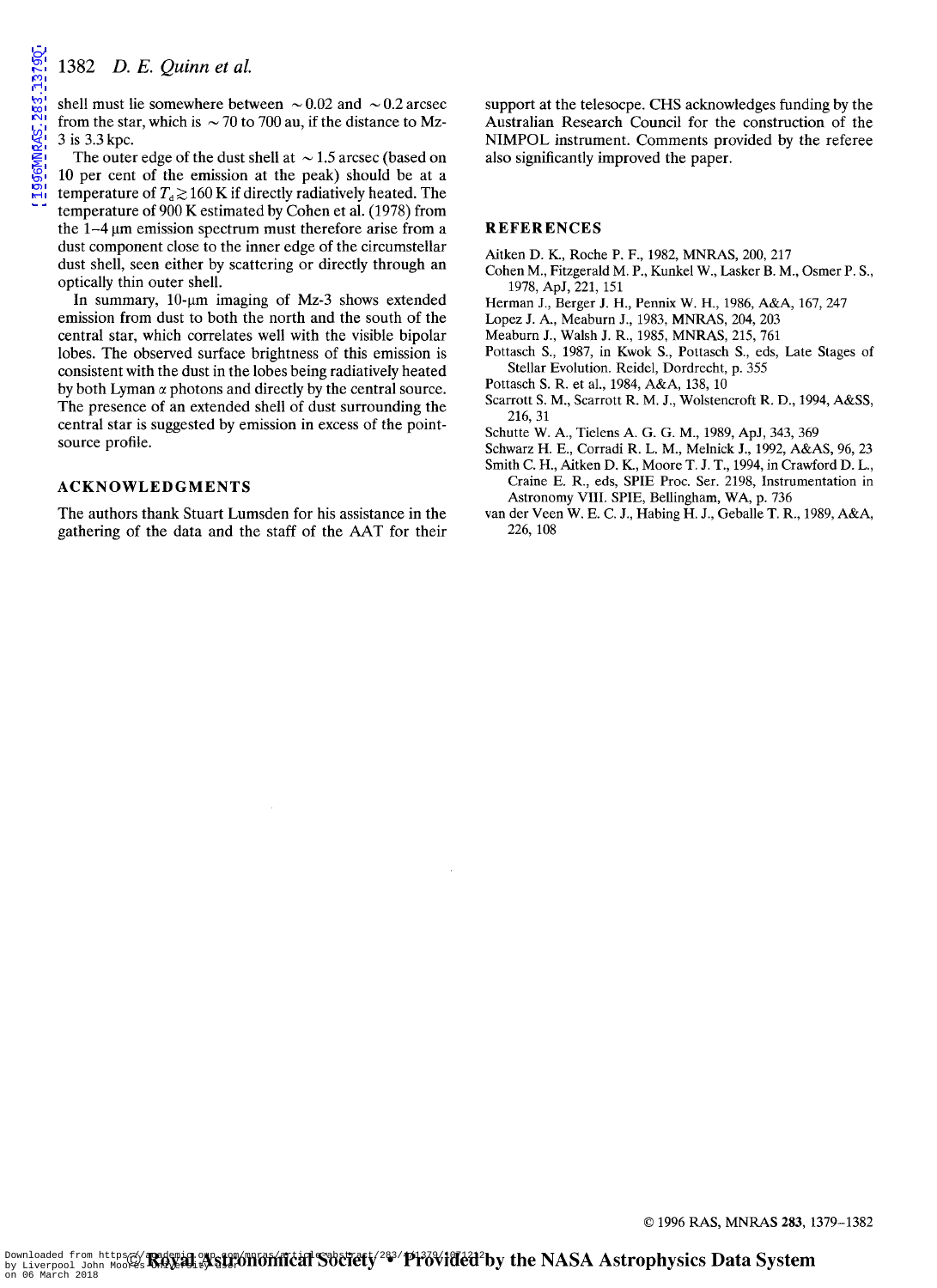shell must lie somewhere between $\sim 0.02$ and $\sim 0.2$ arcsec from the star, which is $\sim 70$ to 700 au, if the distance to Mz-3 is 3.3 kpc.

The outer edge of the dust shell at $\sim 1.5$ arcsec (based on 10 per cent of the emission at the peak) should be at a temperature of $T_d \gtrsim 160$ K if directly radiatively heated. The temperature of 900 K estimated by Cohen et al. (1978) from the 1–4 μm emission spectrum must therefore arise from a dust component close to the inner edge of the circumstellar dust shell, seen either by scattering or directly through an optically thin outer shell.

In summary, 10-μm imaging of Mz-3 shows extended emission from dust to both the north and the south of the central star, which correlates well with the visible bipolar lobes. The observed surface brightness of this emission is consistent with the dust in the lobes being radiatively heated by both Lyman $\alpha$ photons and directly by the central source. The presence of an extended shell of dust surrounding the central star is suggested by emission in excess of the point-source profile.

## ACKNOWLEDGMENTS

The authors thank Stuart Lumsden for his assistance in the gathering of the data and the staff of the AAT for their support at the telescocpe. CHS acknowledges funding by the Australian Research Council for the construction of the NIMPOL instrument. Comments provided by the referee also significantly improved the paper.

## REFERENCES

Aitken D. K., Roche P. F., 1982, MNRAS, 200, 217

Cohen M., Fitzgerald M. P., Kunkel W., Lasker B. M., Osmer P. S., 1978, ApJ, 221, 151

Herman J., Berger J. H., Pennix W. H., 1986, A&A, 167, 247

Lopez J. A., Meaburn J., 1983, MNRAS, 204, 203

Meaburn J., Walsh J. R., 1985, MNRAS, 215, 761

Pottasch S., 1987, in Kwok S., Pottasch S., eds, Late Stages of Stellar Evolution. Reidel, Dordrecht, p. 355

Pottasch S. R. et al., 1984, A&A, 138, 10

Scarrott S. M., Scarrott R. M. J., Wolstencroft R. D., 1994, A&SS, 216, 31

Schutte W. A., Tielens A. G. G. M., 1989, ApJ, 343, 369

Schwarz H. E., Corradi R. L. M., Melnick J., 1992, A&AS, 96, 23

Smith C. H., Aitken D. K., Moore T. J. T., 1994, in Crawford D. L., Craine E. R., eds, SPIE Proc. Ser. 2198, Instrumentation in Astronomy VIII. SPIE, Bellingham, WA, p. 736

van der Veen W. E. C. J., Habing H. J., Geballe T. R., 1989, A&A, 226, 108